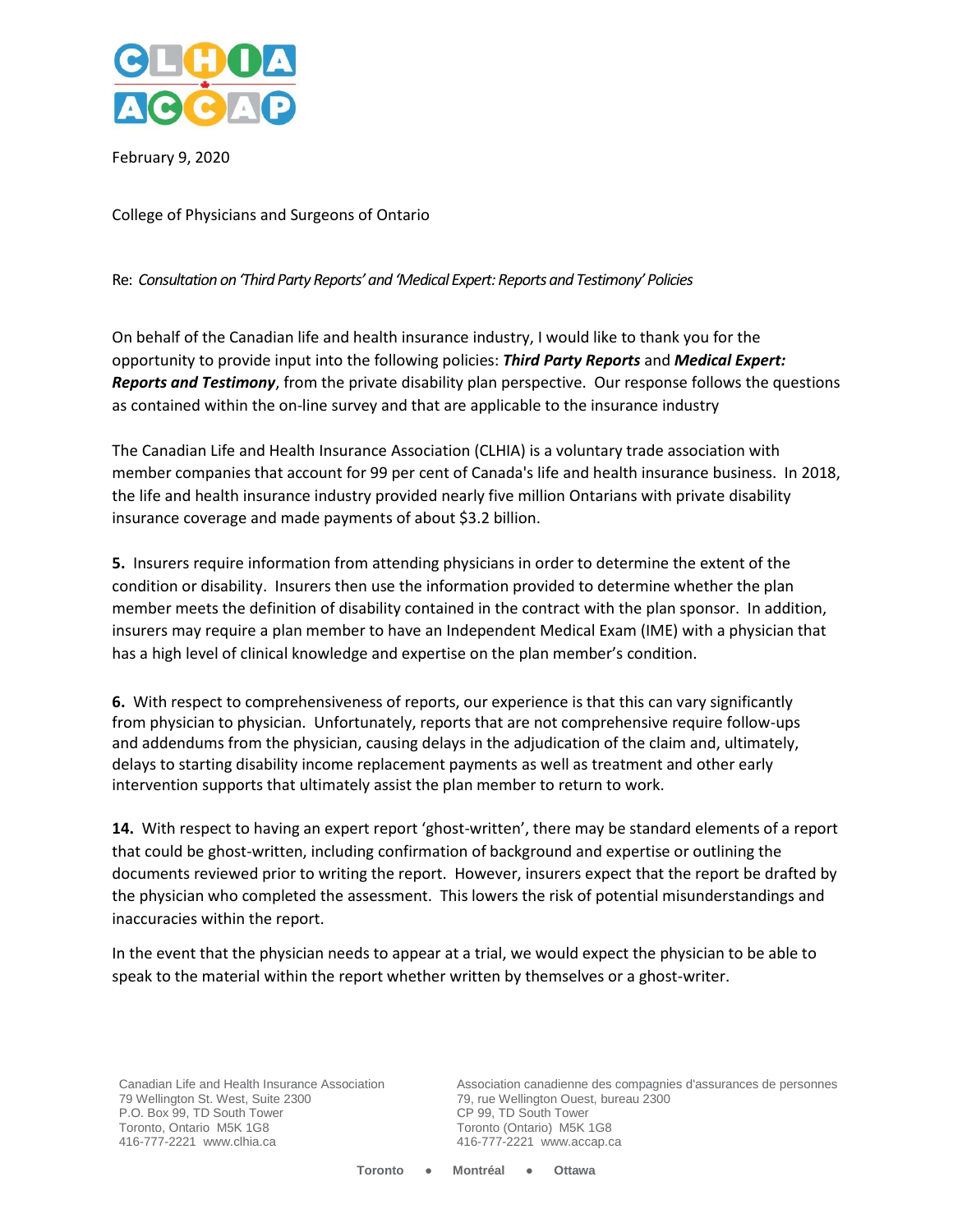February 9, 2020

College of Physicians and Surgeons of Ontario

Re: *Consultation on 'Third Party Reports' and 'Medical Expert: Reports and Testimony' Policies*

On behalf of the Canadian life and health insurance industry, I would like to thank you for the opportunity to provide input into the following policies: ***Third Party Reports*** and ***Medical Expert: Reports and Testimony***, from the private disability plan perspective. Our response follows the questions as contained within the on-line survey and that are applicable to the insurance industry

The Canadian Life and Health Insurance Association (CLHIA) is a voluntary trade association with member companies that account for 99 per cent of Canada's life and health insurance business. In 2018, the life and health insurance industry provided nearly five million Ontarians with private disability insurance coverage and made payments of about $3.2 billion.

**5.** Insurers require information from attending physicians in order to determine the extent of the condition or disability. Insurers then use the information provided to determine whether the plan member meets the definition of disability contained in the contract with the plan sponsor. In addition, insurers may require a plan member to have an Independent Medical Exam (IME) with a physician that has a high level of clinical knowledge and expertise on the plan member's condition.

**6.** With respect to comprehensiveness of reports, our experience is that this can vary significantly from physician to physician. Unfortunately, reports that are not comprehensive require follow-ups and addendums from the physician, causing delays in the adjudication of the claim and, ultimately, delays to starting disability income replacement payments as well as treatment and other early intervention supports that ultimately assist the plan member to return to work.

**14.** With respect to having an expert report 'ghost-written', there may be standard elements of a report that could be ghost-written, including confirmation of background and expertise or outlining the documents reviewed prior to writing the report. However, insurers expect that the report be drafted by the physician who completed the assessment. This lowers the risk of potential misunderstandings and inaccuracies within the report.

In the event that the physician needs to appear at a trial, we would expect the physician to be able to speak to the material within the report whether written by themselves or a ghost-writer.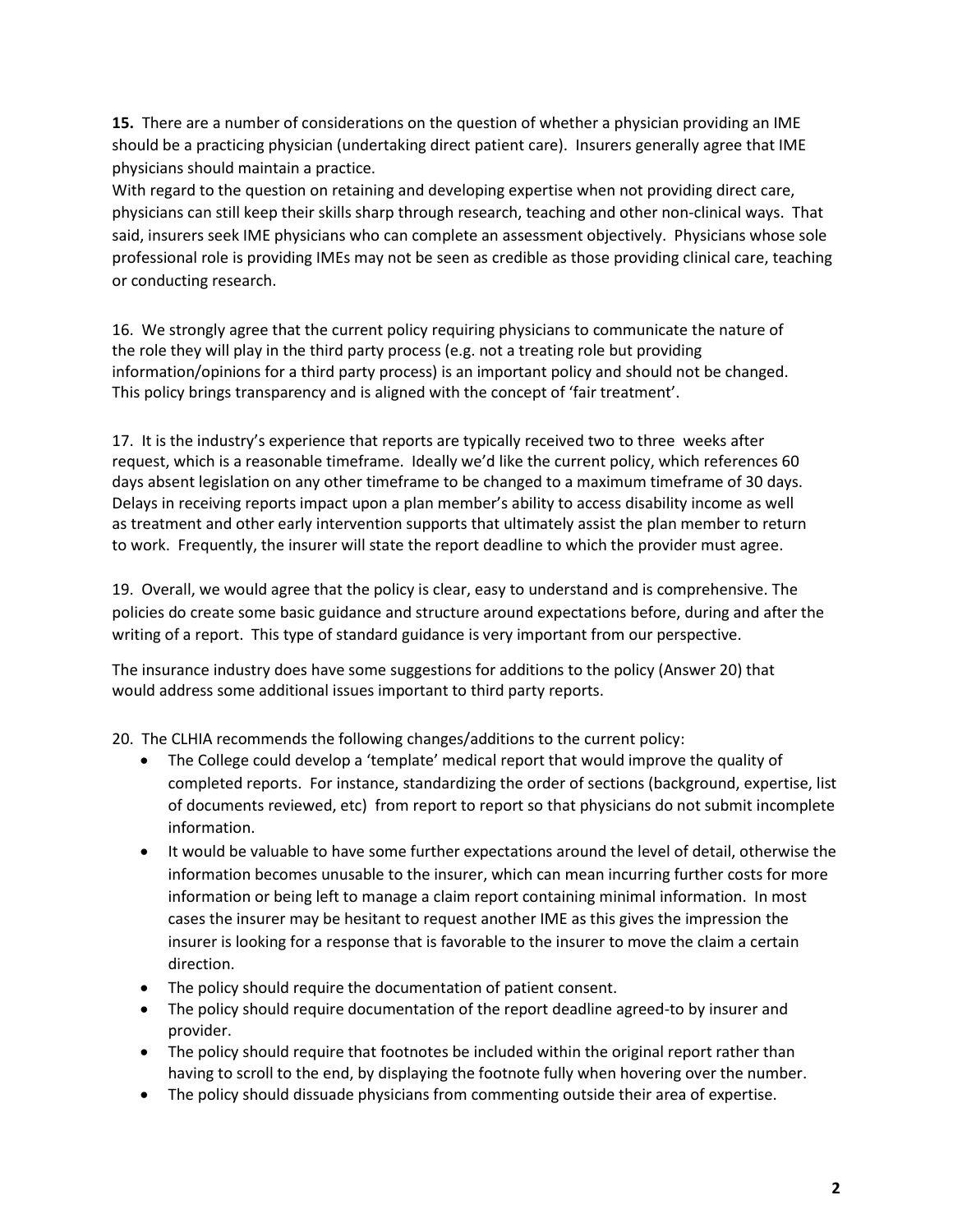**15.** There are a number of considerations on the question of whether a physician providing an IME should be a practicing physician (undertaking direct patient care). Insurers generally agree that IME physicians should maintain a practice.

With regard to the question on retaining and developing expertise when not providing direct care, physicians can still keep their skills sharp through research, teaching and other non-clinical ways. That said, insurers seek IME physicians who can complete an assessment objectively. Physicians whose sole professional role is providing IMEs may not be seen as credible as those providing clinical care, teaching or conducting research.

16. We strongly agree that the current policy requiring physicians to communicate the nature of the role they will play in the third party process (e.g. not a treating role but providing information/opinions for a third party process) is an important policy and should not be changed. This policy brings transparency and is aligned with the concept of 'fair treatment'.

17. It is the industry's experience that reports are typically received two to three weeks after request, which is a reasonable timeframe. Ideally we'd like the current policy, which references 60 days absent legislation on any other timeframe to be changed to a maximum timeframe of 30 days. Delays in receiving reports impact upon a plan member's ability to access disability income as well as treatment and other early intervention supports that ultimately assist the plan member to return to work. Frequently, the insurer will state the report deadline to which the provider must agree.

19. Overall, we would agree that the policy is clear, easy to understand and is comprehensive. The policies do create some basic guidance and structure around expectations before, during and after the writing of a report. This type of standard guidance is very important from our perspective.

The insurance industry does have some suggestions for additions to the policy (Answer 20) that would address some additional issues important to third party reports.

20. The CLHIA recommends the following changes/additions to the current policy:

- The College could develop a 'template' medical report that would improve the quality of completed reports. For instance, standardizing the order of sections (background, expertise, list of documents reviewed, etc) from report to report so that physicians do not submit incomplete information.
- It would be valuable to have some further expectations around the level of detail, otherwise the information becomes unusable to the insurer, which can mean incurring further costs for more information or being left to manage a claim report containing minimal information. In most cases the insurer may be hesitant to request another IME as this gives the impression the insurer is looking for a response that is favorable to the insurer to move the claim a certain direction.
- The policy should require the documentation of patient consent.
- The policy should require documentation of the report deadline agreed-to by insurer and provider.
- The policy should require that footnotes be included within the original report rather than having to scroll to the end, by displaying the footnote fully when hovering over the number.
- The policy should dissuade physicians from commenting outside their area of expertise.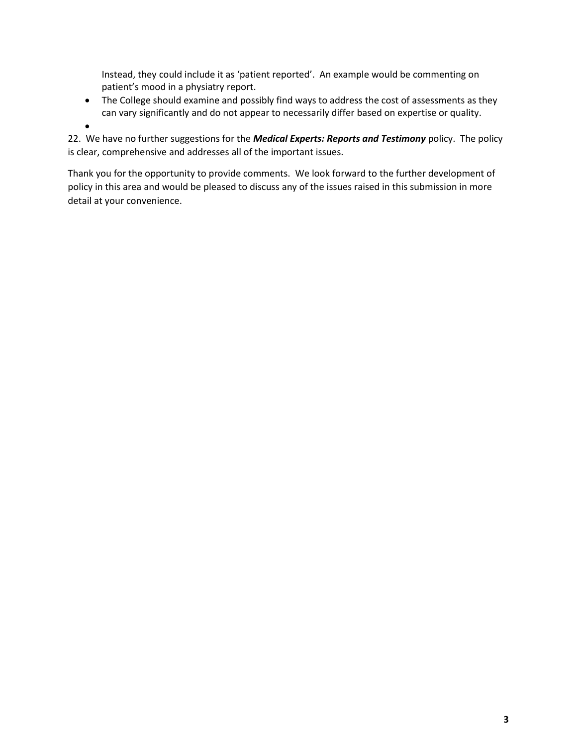Instead, they could include it as 'patient reported'. An example would be commenting on patient's mood in a physiatry report.

- The College should examine and possibly find ways to address the cost of assessments as they can vary significantly and do not appear to necessarily differ based on expertise or quality.
-

22. We have no further suggestions for the ***Medical Experts: Reports and Testimony*** policy. The policy is clear, comprehensive and addresses all of the important issues.

Thank you for the opportunity to provide comments. We look forward to the further development of policy in this area and would be pleased to discuss any of the issues raised in this submission in more detail at your convenience.